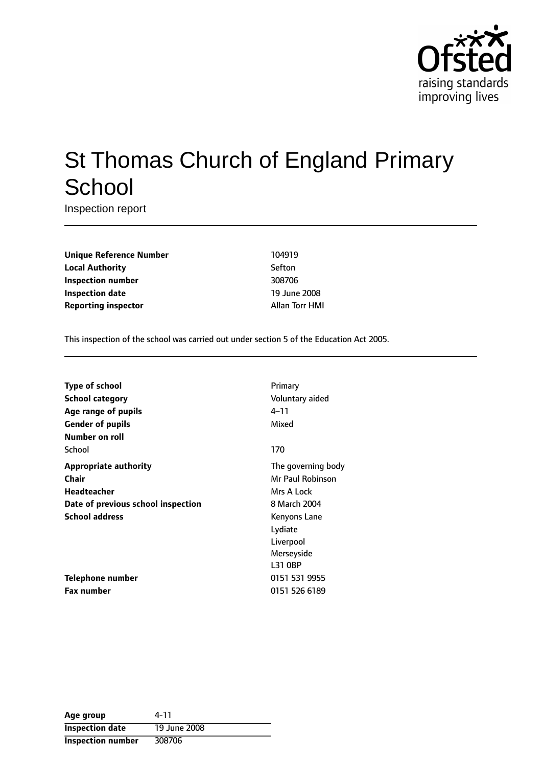# St Thomas Church of England Primary School

Inspection report

| | |
|---|---|
| **Unique Reference Number** | 104919 |
| **Local Authority** | Sefton |
| **Inspection number** | 308706 |
| **Inspection date** | 19 June 2008 |
| **Reporting inspector** | Allan Torr HMI |

This inspection of the school was carried out under section 5 of the Education Act 2005.

| | |
|---|---|
| **Type of school** | Primary |
| **School category** | Voluntary aided |
| **Age range of pupils** | 4–11 |
| **Gender of pupils** | Mixed |
| **Number on roll** | |
| School | 170 |
| **Appropriate authority** | The governing body |
| **Chair** | Mr Paul Robinson |
| **Headteacher** | Mrs A Lock |
| **Date of previous school inspection** | 8 March 2004 |
| **School address** | Kenyons Lane<br>Lydiate<br>Liverpool<br>Merseyside<br>L31 0BP |
| **Telephone number** | 0151 531 9955 |
| **Fax number** | 0151 526 6189 |

| | |
|---|---|
| **Age group** | 4-11 |
| **Inspection date** | 19 June 2008 |
| **Inspection number** | 308706 |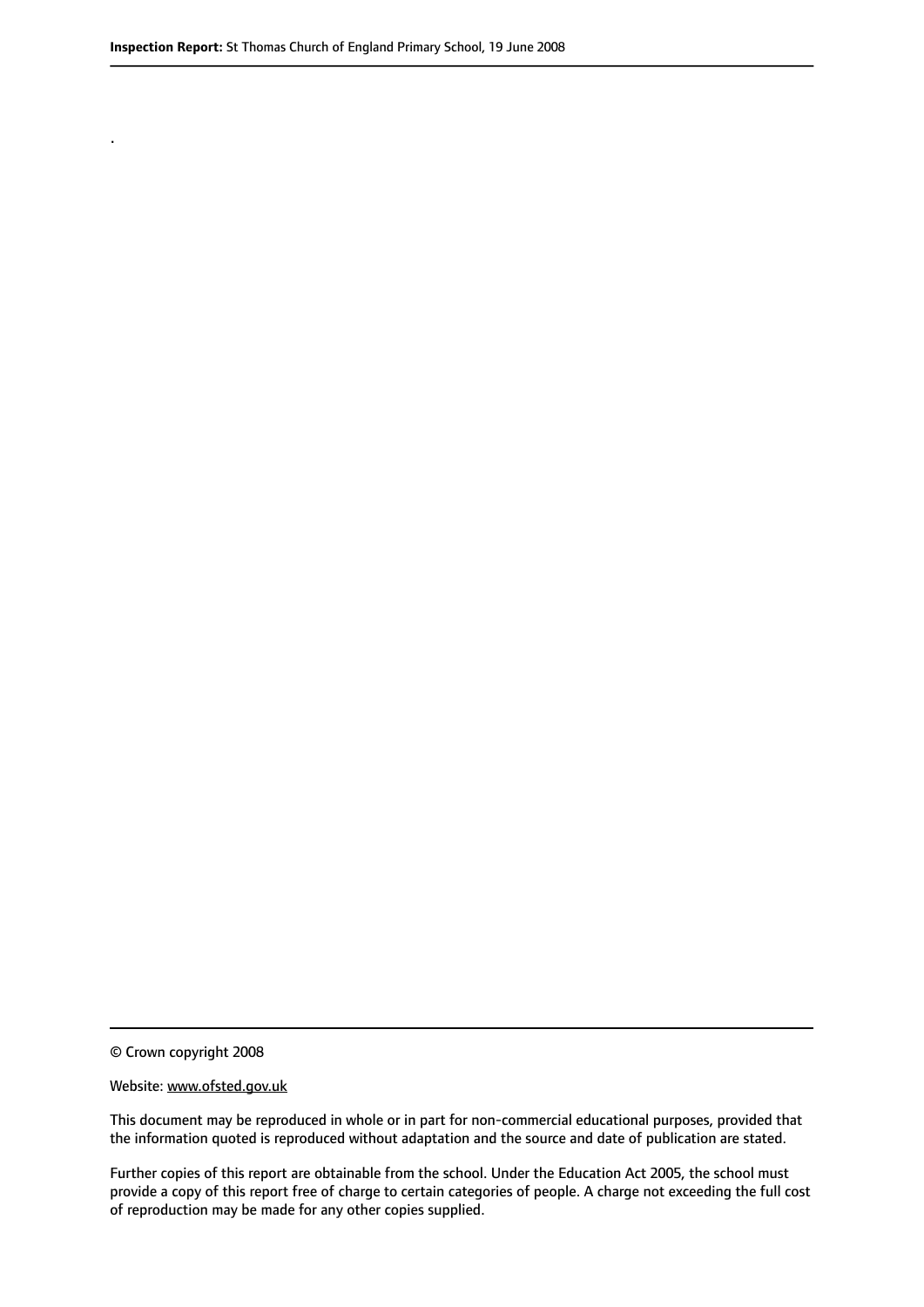.

© Crown copyright 2008

Website: www.ofsted.gov.uk

This document may be reproduced in whole or in part for non-commercial educational purposes, provided that the information quoted is reproduced without adaptation and the source and date of publication are stated.

Further copies of this report are obtainable from the school. Under the Education Act 2005, the school must provide a copy of this report free of charge to certain categories of people. A charge not exceeding the full cost of reproduction may be made for any other copies supplied.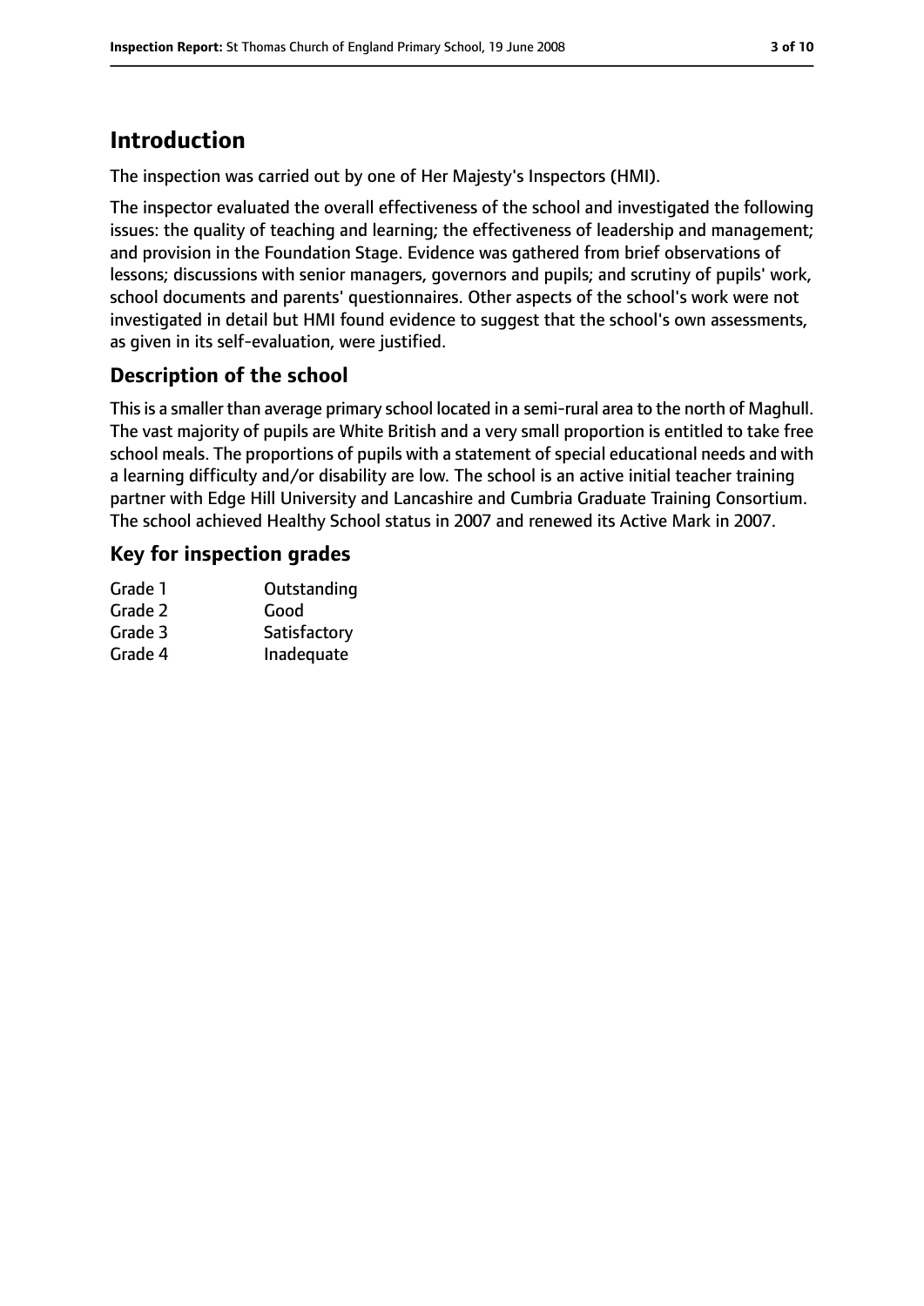# Introduction

The inspection was carried out by one of Her Majesty's Inspectors (HMI).

The inspector evaluated the overall effectiveness of the school and investigated the following issues: the quality of teaching and learning; the effectiveness of leadership and management; and provision in the Foundation Stage. Evidence was gathered from brief observations of lessons; discussions with senior managers, governors and pupils; and scrutiny of pupils' work, school documents and parents' questionnaires. Other aspects of the school's work were not investigated in detail but HMI found evidence to suggest that the school's own assessments, as given in its self-evaluation, were justified.

## Description of the school

This is a smaller than average primary school located in a semi-rural area to the north of Maghull. The vast majority of pupils are White British and a very small proportion is entitled to take free school meals. The proportions of pupils with a statement of special educational needs and with a learning difficulty and/or disability are low. The school is an active initial teacher training partner with Edge Hill University and Lancashire and Cumbria Graduate Training Consortium. The school achieved Healthy School status in 2007 and renewed its Active Mark in 2007.

## Key for inspection grades

| | |
|---|---|
| Grade 1 | Outstanding |
| Grade 2 | Good |
| Grade 3 | Satisfactory |
| Grade 4 | Inadequate |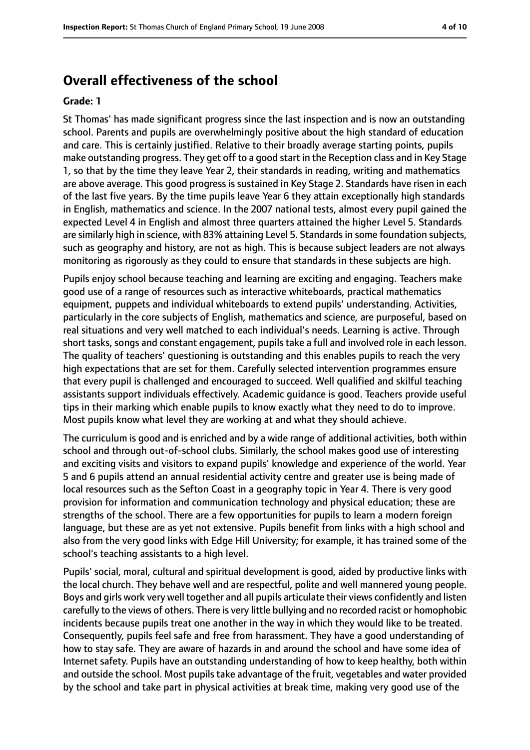## Overall effectiveness of the school

**Grade: 1**

St Thomas' has made significant progress since the last inspection and is now an outstanding school. Parents and pupils are overwhelmingly positive about the high standard of education and care. This is certainly justified. Relative to their broadly average starting points, pupils make outstanding progress. They get off to a good start in the Reception class and in Key Stage 1, so that by the time they leave Year 2, their standards in reading, writing and mathematics are above average. This good progress is sustained in Key Stage 2. Standards have risen in each of the last five years. By the time pupils leave Year 6 they attain exceptionally high standards in English, mathematics and science. In the 2007 national tests, almost every pupil gained the expected Level 4 in English and almost three quarters attained the higher Level 5. Standards are similarly high in science, with 83% attaining Level 5. Standards in some foundation subjects, such as geography and history, are not as high. This is because subject leaders are not always monitoring as rigorously as they could to ensure that standards in these subjects are high.

Pupils enjoy school because teaching and learning are exciting and engaging. Teachers make good use of a range of resources such as interactive whiteboards, practical mathematics equipment, puppets and individual whiteboards to extend pupils' understanding. Activities, particularly in the core subjects of English, mathematics and science, are purposeful, based on real situations and very well matched to each individual's needs. Learning is active. Through short tasks, songs and constant engagement, pupils take a full and involved role in each lesson. The quality of teachers' questioning is outstanding and this enables pupils to reach the very high expectations that are set for them. Carefully selected intervention programmes ensure that every pupil is challenged and encouraged to succeed. Well qualified and skilful teaching assistants support individuals effectively. Academic guidance is good. Teachers provide useful tips in their marking which enable pupils to know exactly what they need to do to improve. Most pupils know what level they are working at and what they should achieve.

The curriculum is good and is enriched and by a wide range of additional activities, both within school and through out-of-school clubs. Similarly, the school makes good use of interesting and exciting visits and visitors to expand pupils' knowledge and experience of the world. Year 5 and 6 pupils attend an annual residential activity centre and greater use is being made of local resources such as the Sefton Coast in a geography topic in Year 4. There is very good provision for information and communication technology and physical education; these are strengths of the school. There are a few opportunities for pupils to learn a modern foreign language, but these are as yet not extensive. Pupils benefit from links with a high school and also from the very good links with Edge Hill University; for example, it has trained some of the school's teaching assistants to a high level.

Pupils' social, moral, cultural and spiritual development is good, aided by productive links with the local church. They behave well and are respectful, polite and well mannered young people. Boys and girls work very well together and all pupils articulate their views confidently and listen carefully to the views of others. There is very little bullying and no recorded racist or homophobic incidents because pupils treat one another in the way in which they would like to be treated. Consequently, pupils feel safe and free from harassment. They have a good understanding of how to stay safe. They are aware of hazards in and around the school and have some idea of Internet safety. Pupils have an outstanding understanding of how to keep healthy, both within and outside the school. Most pupils take advantage of the fruit, vegetables and water provided by the school and take part in physical activities at break time, making very good use of the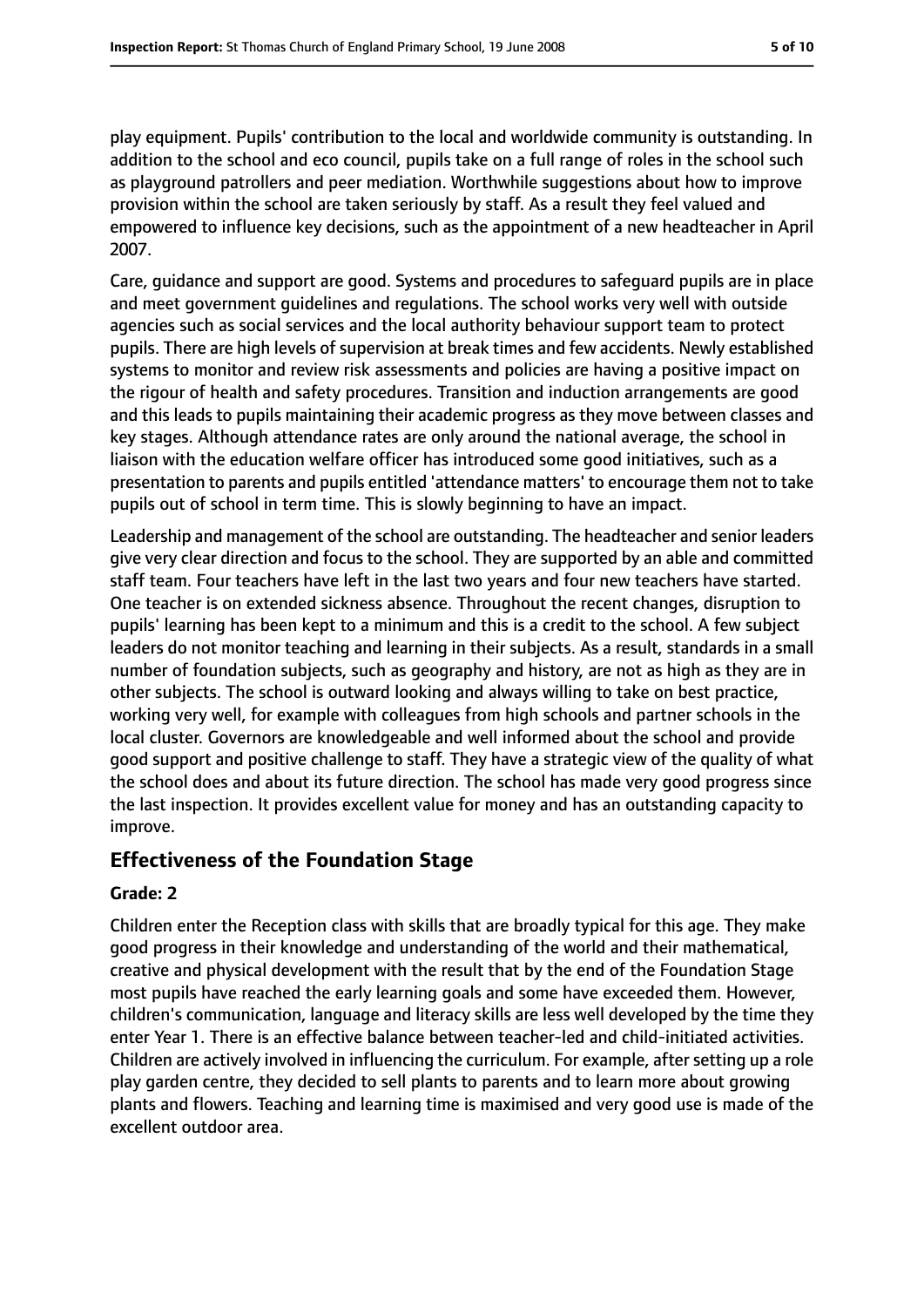play equipment. Pupils' contribution to the local and worldwide community is outstanding. In addition to the school and eco council, pupils take on a full range of roles in the school such as playground patrollers and peer mediation. Worthwhile suggestions about how to improve provision within the school are taken seriously by staff. As a result they feel valued and empowered to influence key decisions, such as the appointment of a new headteacher in April 2007.

Care, guidance and support are good. Systems and procedures to safeguard pupils are in place and meet government guidelines and regulations. The school works very well with outside agencies such as social services and the local authority behaviour support team to protect pupils. There are high levels of supervision at break times and few accidents. Newly established systems to monitor and review risk assessments and policies are having a positive impact on the rigour of health and safety procedures. Transition and induction arrangements are good and this leads to pupils maintaining their academic progress as they move between classes and key stages. Although attendance rates are only around the national average, the school in liaison with the education welfare officer has introduced some good initiatives, such as a presentation to parents and pupils entitled 'attendance matters' to encourage them not to take pupils out of school in term time. This is slowly beginning to have an impact.

Leadership and management of the school are outstanding. The headteacher and senior leaders give very clear direction and focus to the school. They are supported by an able and committed staff team. Four teachers have left in the last two years and four new teachers have started. One teacher is on extended sickness absence. Throughout the recent changes, disruption to pupils' learning has been kept to a minimum and this is a credit to the school. A few subject leaders do not monitor teaching and learning in their subjects. As a result, standards in a small number of foundation subjects, such as geography and history, are not as high as they are in other subjects. The school is outward looking and always willing to take on best practice, working very well, for example with colleagues from high schools and partner schools in the local cluster. Governors are knowledgeable and well informed about the school and provide good support and positive challenge to staff. They have a strategic view of the quality of what the school does and about its future direction. The school has made very good progress since the last inspection. It provides excellent value for money and has an outstanding capacity to improve.

## Effectiveness of the Foundation Stage

### Grade: 2

Children enter the Reception class with skills that are broadly typical for this age. They make good progress in their knowledge and understanding of the world and their mathematical, creative and physical development with the result that by the end of the Foundation Stage most pupils have reached the early learning goals and some have exceeded them. However, children's communication, language and literacy skills are less well developed by the time they enter Year 1. There is an effective balance between teacher-led and child-initiated activities. Children are actively involved in influencing the curriculum. For example, after setting up a role play garden centre, they decided to sell plants to parents and to learn more about growing plants and flowers. Teaching and learning time is maximised and very good use is made of the excellent outdoor area.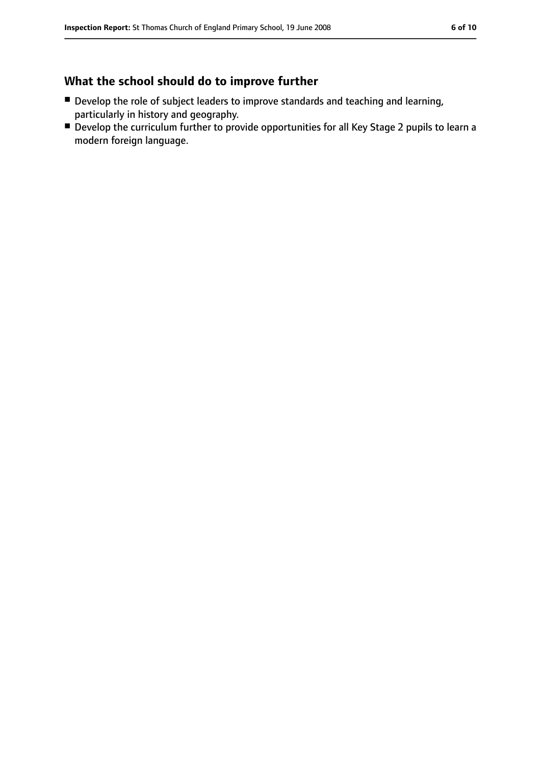## What the school should do to improve further

- Develop the role of subject leaders to improve standards and teaching and learning, particularly in history and geography.
- Develop the curriculum further to provide opportunities for all Key Stage 2 pupils to learn a modern foreign language.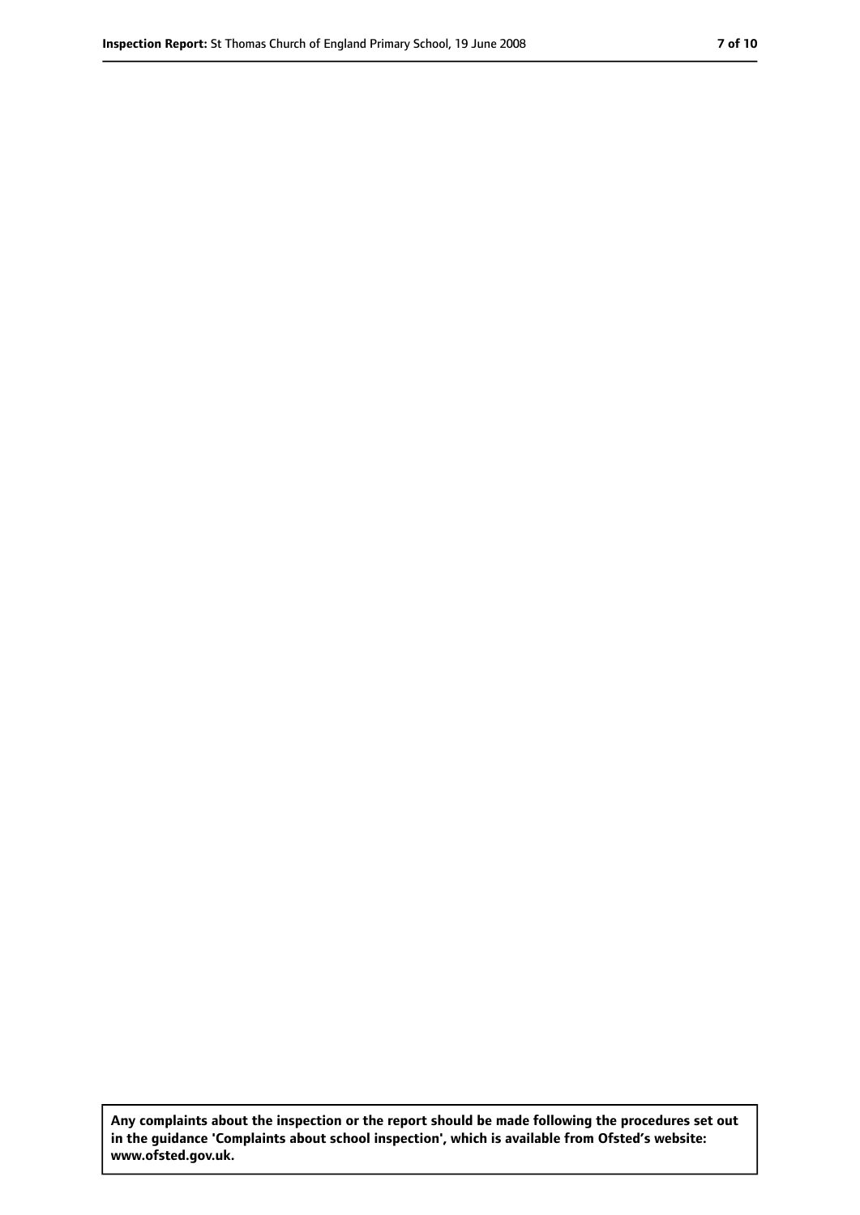**Any complaints about the inspection or the report should be made following the procedures set out in the guidance 'Complaints about school inspection', which is available from Ofsted's website: www.ofsted.gov.uk.**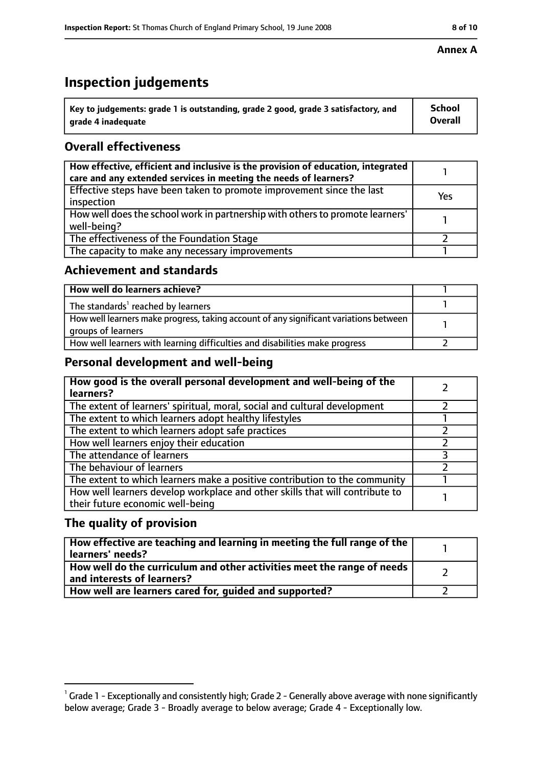**Annex A**

# Inspection judgements

| Key to judgements: grade 1 is outstanding, grade 2 good, grade 3 satisfactory, and grade 4 inadequate | School Overall |
|---|---|

## Overall effectiveness

| | |
|---|---|
| How effective, efficient and inclusive is the provision of education, integrated care and any extended services in meeting the needs of learners? | 1 |
| Effective steps have been taken to promote improvement since the last inspection | Yes |
| How well does the school work in partnership with others to promote learners' well-being? | 1 |
| The effectiveness of the Foundation Stage | 2 |
| The capacity to make any necessary improvements | 1 |

## Achievement and standards

| | |
|---|---|
| How well do learners achieve? | 1 |
| The standards[1] reached by learners | 1 |
| How well learners make progress, taking account of any significant variations between groups of learners | 1 |
| How well learners with learning difficulties and disabilities make progress | 2 |

## Personal development and well-being

| | |
|---|---|
| How good is the overall personal development and well-being of the learners? | 2 |
| The extent of learners' spiritual, moral, social and cultural development | 2 |
| The extent to which learners adopt healthy lifestyles | 1 |
| The extent to which learners adopt safe practices | 2 |
| How well learners enjoy their education | 2 |
| The attendance of learners | 3 |
| The behaviour of learners | 2 |
| The extent to which learners make a positive contribution to the community | 1 |
| How well learners develop workplace and other skills that will contribute to their future economic well-being | 1 |

## The quality of provision

| | |
|---|---|
| How effective are teaching and learning in meeting the full range of the learners' needs? | 1 |
| How well do the curriculum and other activities meet the range of needs and interests of learners? | 2 |
| How well are learners cared for, guided and supported? | 2 |

[1] Grade 1 - Exceptionally and consistently high; Grade 2 - Generally above average with none significantly below average; Grade 3 - Broadly average to below average; Grade 4 - Exceptionally low.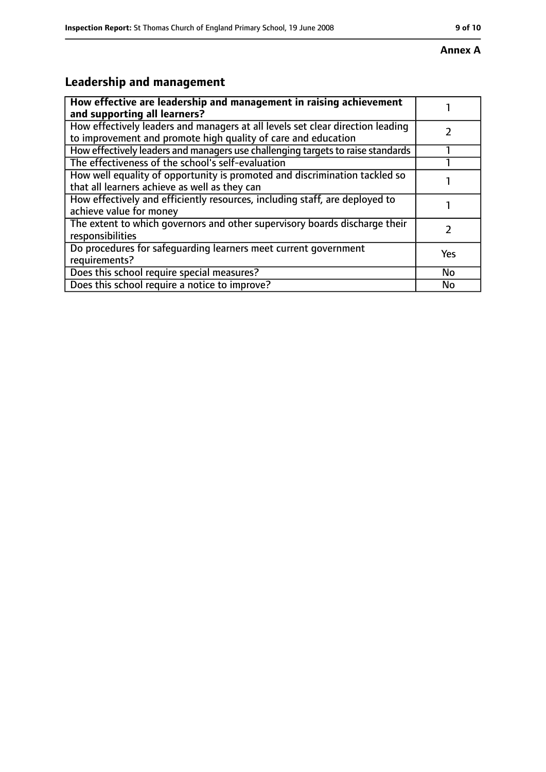**Annex A**

## Leadership and management

| **How effective are leadership and management in raising achievement and supporting all learners?** | 1 |
|---|---|
| How effectively leaders and managers at all levels set clear direction leading to improvement and promote high quality of care and education | 2 |
| How effectively leaders and managers use challenging targets to raise standards | 1 |
| The effectiveness of the school's self-evaluation | 1 |
| How well equality of opportunity is promoted and discrimination tackled so that all learners achieve as well as they can | 1 |
| How effectively and efficiently resources, including staff, are deployed to achieve value for money | 1 |
| The extent to which governors and other supervisory boards discharge their responsibilities | 2 |
| Do procedures for safeguarding learners meet current government requirements? | Yes |
| Does this school require special measures? | No |
| Does this school require a notice to improve? | No |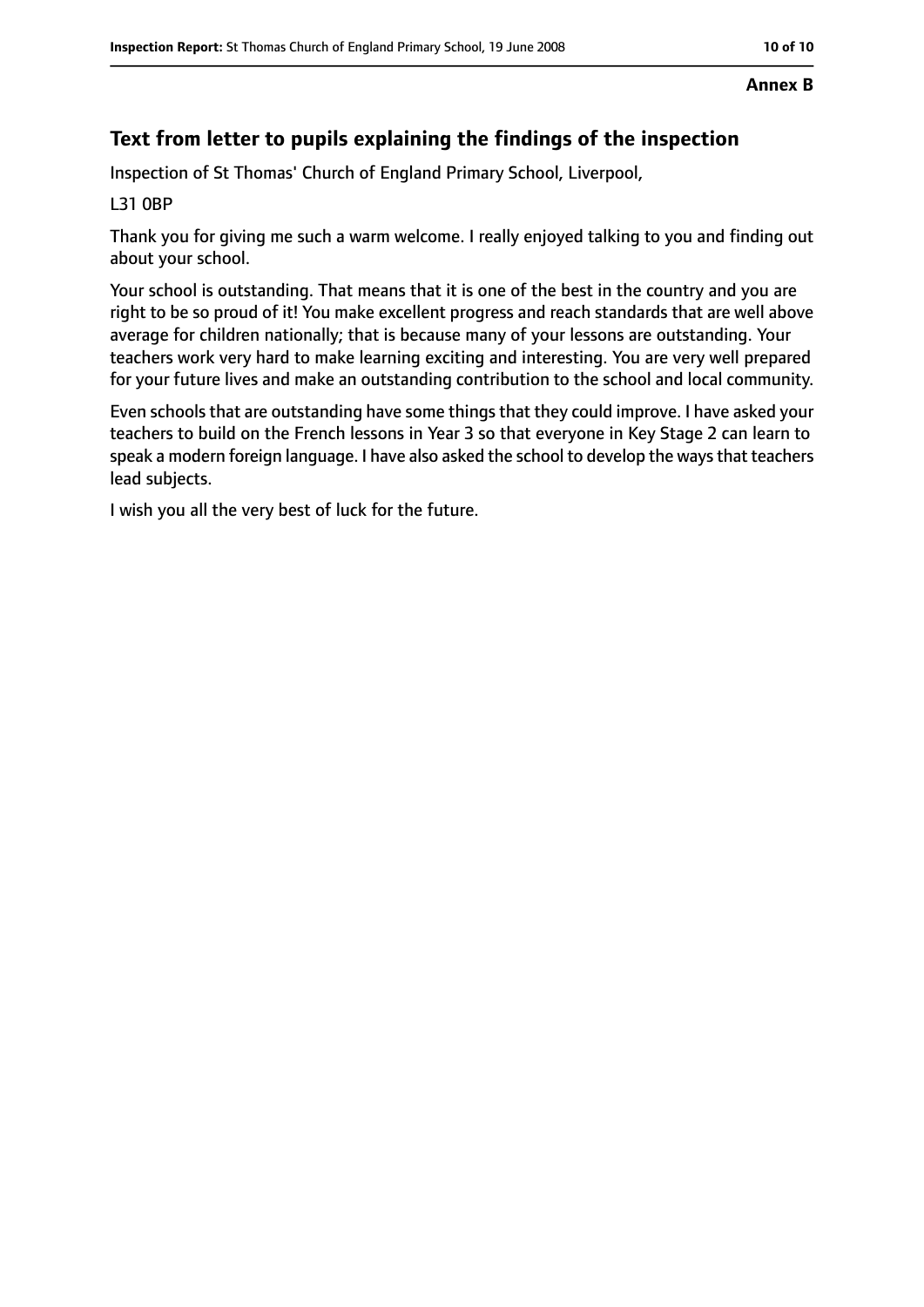**Annex B**

## Text from letter to pupils explaining the findings of the inspection

Inspection of St Thomas' Church of England Primary School, Liverpool,

L31 0BP

Thank you for giving me such a warm welcome. I really enjoyed talking to you and finding out about your school.

Your school is outstanding. That means that it is one of the best in the country and you are right to be so proud of it! You make excellent progress and reach standards that are well above average for children nationally; that is because many of your lessons are outstanding. Your teachers work very hard to make learning exciting and interesting. You are very well prepared for your future lives and make an outstanding contribution to the school and local community.

Even schools that are outstanding have some things that they could improve. I have asked your teachers to build on the French lessons in Year 3 so that everyone in Key Stage 2 can learn to speak a modern foreign language. I have also asked the school to develop the ways that teachers lead subjects.

I wish you all the very best of luck for the future.